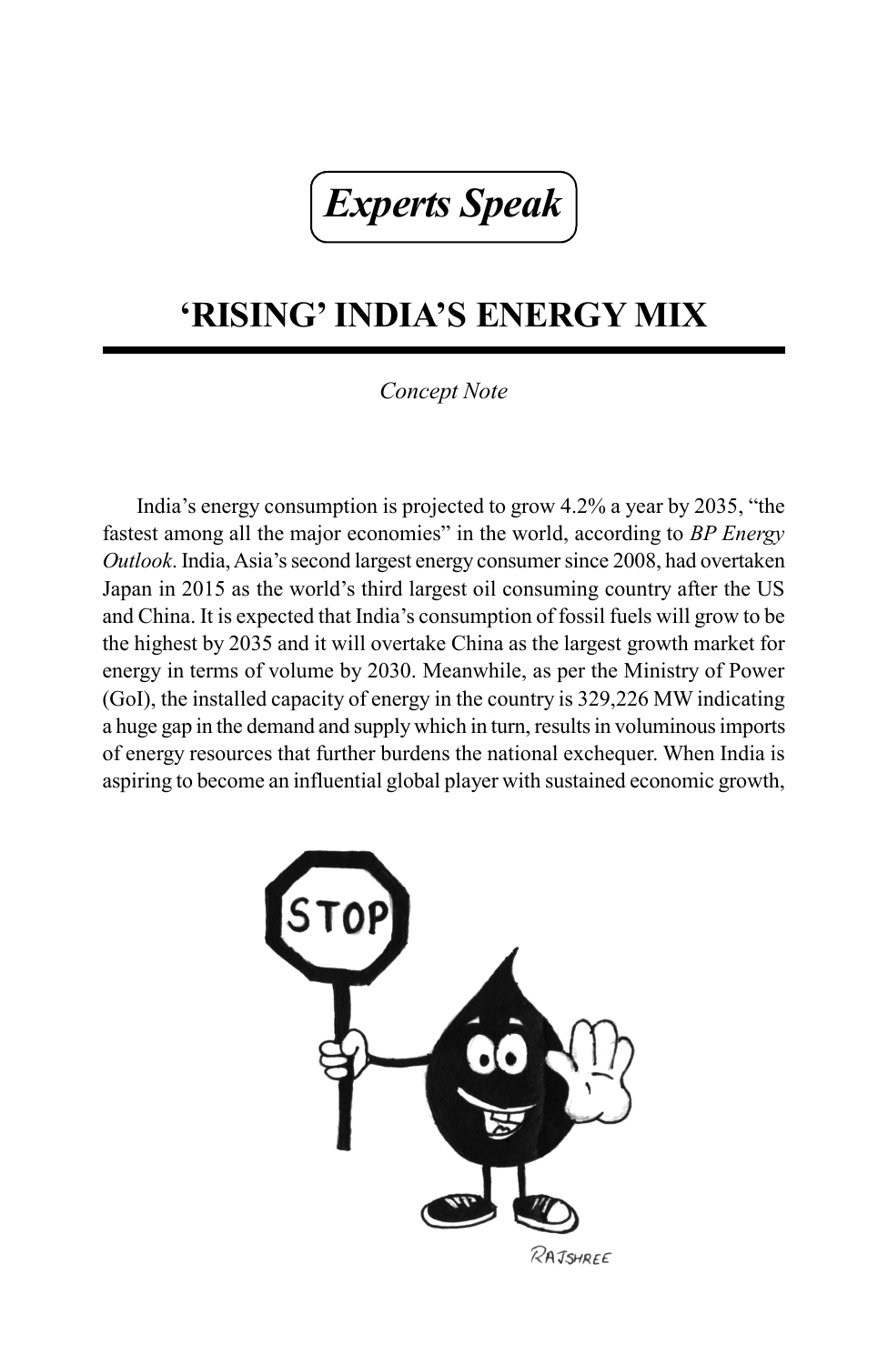*Experts Speak*

# 'RISING' INDIA'S ENERGY MIX

*Concept Note*

India's energy consumption is projected to grow 4.2% a year by 2035, "the fastest among all the major economies" in the world, according to *BP Energy Outlook*. India, Asia's second largest energy consumer since 2008, had overtaken Japan in 2015 as the world's third largest oil consuming country after the US and China. It is expected that India's consumption of fossil fuels will grow to be the highest by 2035 and it will overtake China as the largest growth market for energy in terms of volume by 2030. Meanwhile, as per the Ministry of Power (GoI), the installed capacity of energy in the country is 329,226 MW indicating a huge gap in the demand and supply which in turn, results in voluminous imports of energy resources that further burdens the national exchequer. When India is aspiring to become an influential global player with sustained economic growth,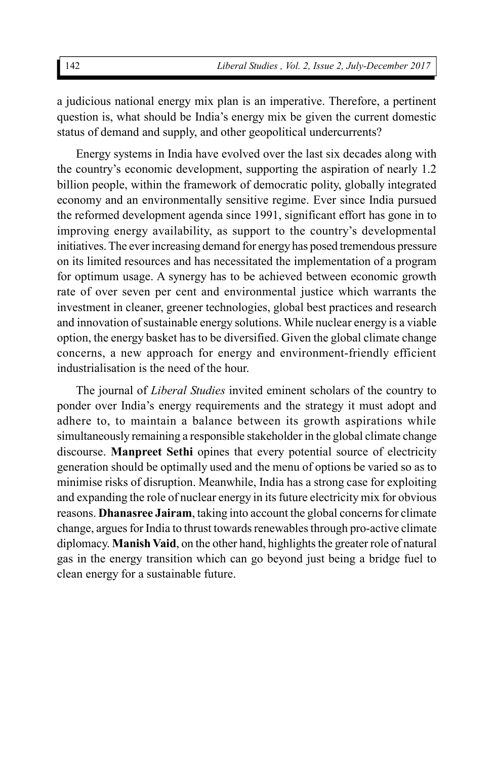a judicious national energy mix plan is an imperative. Therefore, a pertinent question is, what should be India's energy mix be given the current domestic status of demand and supply, and other geopolitical undercurrents?

Energy systems in India have evolved over the last six decades along with the country's economic development, supporting the aspiration of nearly 1.2 billion people, within the framework of democratic polity, globally integrated economy and an environmentally sensitive regime. Ever since India pursued the reformed development agenda since 1991, significant effort has gone in to improving energy availability, as support to the country's developmental initiatives. The ever increasing demand for energy has posed tremendous pressure on its limited resources and has necessitated the implementation of a program for optimum usage. A synergy has to be achieved between economic growth rate of over seven per cent and environmental justice which warrants the investment in cleaner, greener technologies, global best practices and research and innovation of sustainable energy solutions. While nuclear energy is a viable option, the energy basket has to be diversified. Given the global climate change concerns, a new approach for energy and environment-friendly efficient industrialisation is the need of the hour.

The journal of *Liberal Studies* invited eminent scholars of the country to ponder over India's energy requirements and the strategy it must adopt and adhere to, to maintain a balance between its growth aspirations while simultaneously remaining a responsible stakeholder in the global climate change discourse. **Manpreet Sethi** opines that every potential source of electricity generation should be optimally used and the menu of options be varied so as to minimise risks of disruption. Meanwhile, India has a strong case for exploiting and expanding the role of nuclear energy in its future electricity mix for obvious reasons. **Dhanasree Jairam**, taking into account the global concerns for climate change, argues for India to thrust towards renewables through pro-active climate diplomacy. **Manish Vaid**, on the other hand, highlights the greater role of natural gas in the energy transition which can go beyond just being a bridge fuel to clean energy for a sustainable future.